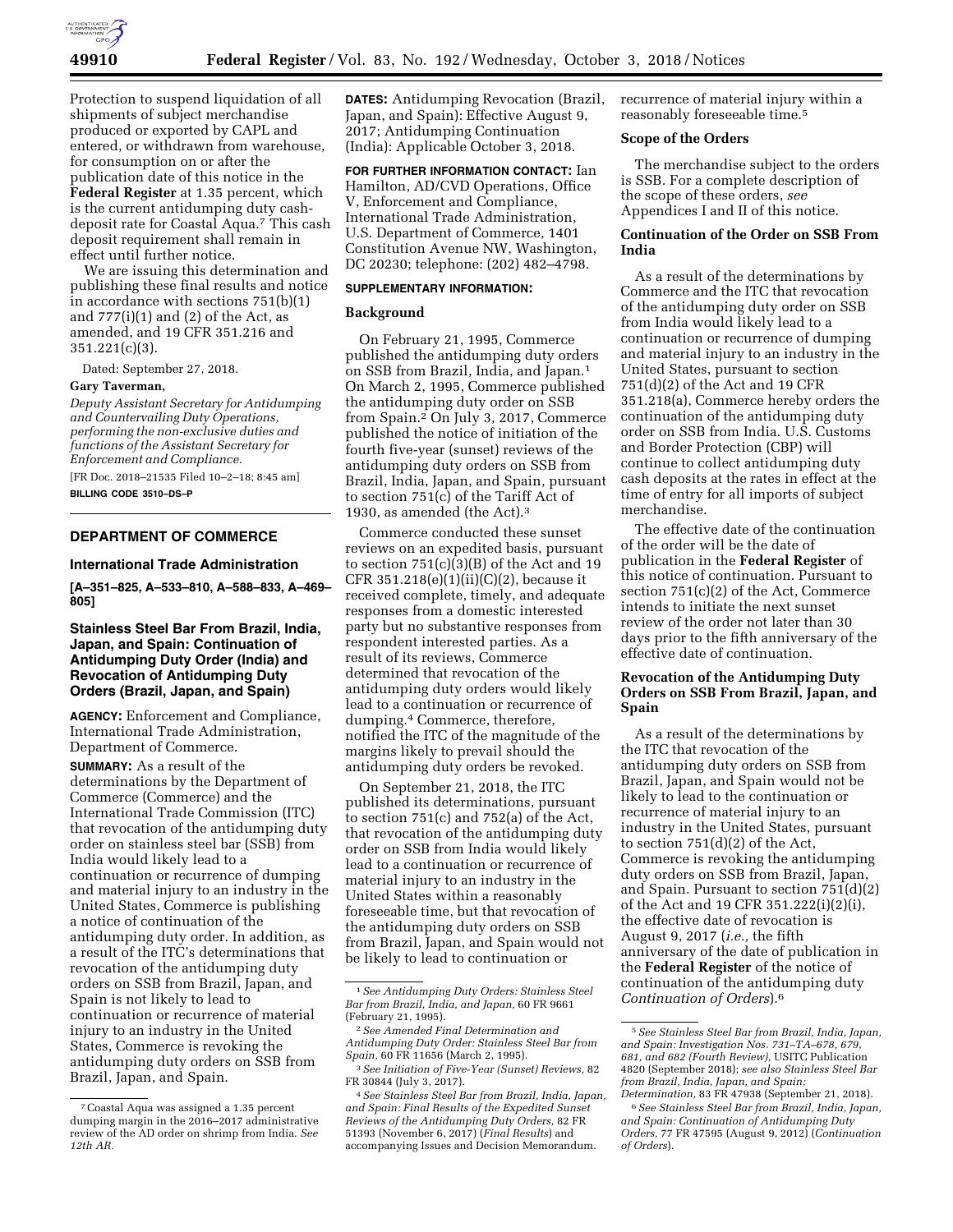Protection to suspend liquidation of all shipments of subject merchandise produced or exported by CAPL and entered, or withdrawn from warehouse, for consumption on or after the publication date of this notice in the **Federal Register** at 1.35 percent, which is the current antidumping duty cash-deposit rate for Coastal Aqua.[7] This cash deposit requirement shall remain in effect until further notice.

We are issuing this determination and publishing these final results and notice in accordance with sections 751(b)(1) and 777(i)(1) and (2) of the Act, as amended, and 19 CFR 351.216 and 351.221(c)(3).

Dated: September 27, 2018.

**Gary Taverman,**

*Deputy Assistant Secretary for Antidumping and Countervailing Duty Operations, performing the non-exclusive duties and functions of the Assistant Secretary for Enforcement and Compliance.*

[FR Doc. 2018–21535 Filed 10–2–18; 8:45 am]

**BILLING CODE 3510–DS–P**

[7] Coastal Aqua was assigned a 1.35 percent dumping margin in the 2016–2017 administrative review of the AD order on shrimp from India. *See 12th AR.*

---

## DEPARTMENT OF COMMERCE

### International Trade Administration

**[A–351–825, A–533–810, A–588–833, A–469–805]**

### Stainless Steel Bar From Brazil, India, Japan, and Spain: Continuation of Antidumping Duty Order (India) and Revocation of Antidumping Duty Orders (Brazil, Japan, and Spain)

**AGENCY:** Enforcement and Compliance, International Trade Administration, Department of Commerce.

**SUMMARY:** As a result of the determinations by the Department of Commerce (Commerce) and the International Trade Commission (ITC) that revocation of the antidumping duty order on stainless steel bar (SSB) from India would likely lead to a continuation or recurrence of dumping and material injury to an industry in the United States, Commerce is publishing a notice of continuation of the antidumping duty order. In addition, as a result of the ITC's determinations that revocation of the antidumping duty orders on SSB from Brazil, Japan, and Spain is not likely to lead to continuation or recurrence of material injury to an industry in the United States, Commerce is revoking the antidumping duty orders on SSB from Brazil, Japan, and Spain.

**DATES:** Antidumping Revocation (Brazil, Japan, and Spain): Effective August 9, 2017; Antidumping Continuation (India): Applicable October 3, 2018.

**FOR FURTHER INFORMATION CONTACT:** Ian Hamilton, AD/CVD Operations, Office V, Enforcement and Compliance, International Trade Administration, U.S. Department of Commerce, 1401 Constitution Avenue NW, Washington, DC 20230; telephone: (202) 482–4798.

**SUPPLEMENTARY INFORMATION:**

**Background**

On February 21, 1995, Commerce published the antidumping duty orders on SSB from Brazil, India, and Japan.[1] On March 2, 1995, Commerce published the antidumping duty order on SSB from Spain.[2] On July 3, 2017, Commerce published the notice of initiation of the fourth five-year (sunset) reviews of the antidumping duty orders on SSB from Brazil, India, Japan, and Spain, pursuant to section 751(c) of the Tariff Act of 1930, as amended (the Act).[3]

Commerce conducted these sunset reviews on an expedited basis, pursuant to section 751(c)(3)(B) of the Act and 19 CFR 351.218(e)(1)(ii)(C)(2), because it received complete, timely, and adequate responses from a domestic interested party but no substantive responses from respondent interested parties. As a result of its reviews, Commerce determined that revocation of the antidumping duty orders would likely lead to a continuation or recurrence of dumping.[4] Commerce, therefore, notified the ITC of the magnitude of the margins likely to prevail should the antidumping duty orders be revoked.

On September 21, 2018, the ITC published its determinations, pursuant to section 751(c) and 752(a) of the Act, that revocation of the antidumping duty order on SSB from India would likely lead to a continuation or recurrence of material injury to an industry in the United States within a reasonably foreseeable time, but that revocation of the antidumping duty orders on SSB from Brazil, Japan, and Spain would not be likely to lead to continuation or recurrence of material injury within a reasonably foreseeable time.[5]

**Scope of the Orders**

The merchandise subject to the orders is SSB. For a complete description of the scope of these orders, *see* Appendices I and II of this notice.

**Continuation of the Order on SSB From India**

As a result of the determinations by Commerce and the ITC that revocation of the antidumping duty order on SSB from India would likely lead to a continuation or recurrence of dumping and material injury to an industry in the United States, pursuant to section 751(d)(2) of the Act and 19 CFR 351.218(a), Commerce hereby orders the continuation of the antidumping duty order on SSB from India. U.S. Customs and Border Protection (CBP) will continue to collect antidumping duty cash deposits at the rates in effect at the time of entry for all imports of subject merchandise.

The effective date of the continuation of the order will be the date of publication in the **Federal Register** of this notice of continuation. Pursuant to section 751(c)(2) of the Act, Commerce intends to initiate the next sunset review of the order not later than 30 days prior to the fifth anniversary of the effective date of continuation.

**Revocation of the Antidumping Duty Orders on SSB From Brazil, Japan, and Spain**

As a result of the determinations by the ITC that revocation of the antidumping duty orders on SSB from Brazil, Japan, and Spain would not be likely to lead to the continuation or recurrence of material injury to an industry in the United States, pursuant to section 751(d)(2) of the Act, Commerce is revoking the antidumping duty orders on SSB from Brazil, Japan, and Spain. Pursuant to section 751(d)(2) of the Act and 19 CFR 351.222(i)(2)(i), the effective date of revocation is August 9, 2017 (*i.e.,* the fifth anniversary of the date of publication in the **Federal Register** of the notice of continuation of the antidumping duty *Continuation of Orders*).[6]

[1] *See Antidumping Duty Orders: Stainless Steel Bar from Brazil, India, and Japan,* 60 FR 9661 (February 21, 1995).

[2] *See Amended Final Determination and Antidumping Duty Order: Stainless Steel Bar from Spain,* 60 FR 11656 (March 2, 1995).

[3] *See Initiation of Five-Year (Sunset) Reviews,* 82 FR 30844 (July 3, 2017).

[4] *See Stainless Steel Bar from Brazil, India, Japan, and Spain: Final Results of the Expedited Sunset Reviews of the Antidumping Duty Orders,* 82 FR 51393 (November 6, 2017) (*Final Results*) and accompanying Issues and Decision Memorandum.

[5] *See Stainless Steel Bar from Brazil, India, Japan, and Spain: Investigation Nos. 731–TA–678, 679, 681, and 682 (Fourth Review),* USITC Publication 4820 (September 2018); *see also Stainless Steel Bar from Brazil, India, Japan, and Spain; Determination,* 83 FR 47938 (September 21, 2018).

[6] *See Stainless Steel Bar from Brazil, India, Japan, and Spain: Continuation of Antidumping Duty Orders,* 77 FR 47595 (August 9, 2012) (*Continuation of Orders*).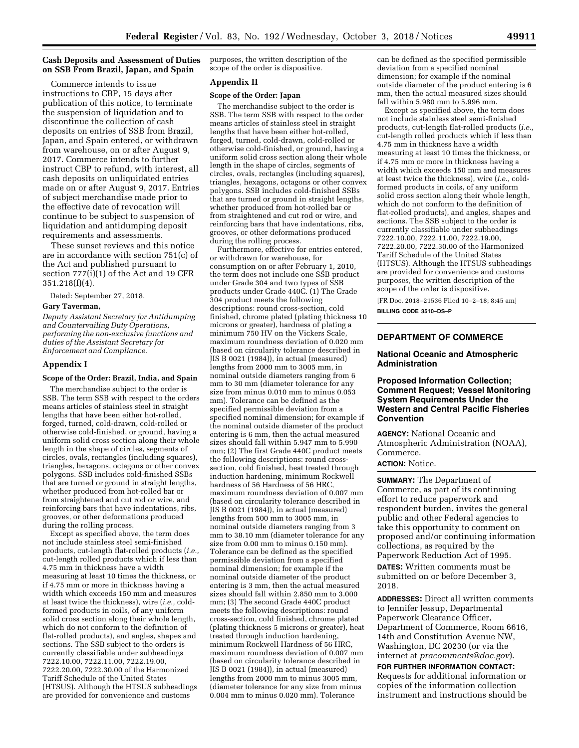### Cash Deposits and Assessment of Duties on SSB From Brazil, Japan, and Spain

Commerce intends to issue instructions to CBP, 15 days after publication of this notice, to terminate the suspension of liquidation and to discontinue the collection of cash deposits on entries of SSB from Brazil, Japan, and Spain entered, or withdrawn from warehouse, on or after August 9, 2017. Commerce intends to further instruct CBP to refund, with interest, all cash deposits on unliquidated entries made on or after August 9, 2017. Entries of subject merchandise made prior to the effective date of revocation will continue to be subject to suspension of liquidation and antidumping deposit requirements and assessments.

These sunset reviews and this notice are in accordance with section 751(c) of the Act and published pursuant to section 777(i)(1) of the Act and 19 CFR 351.218(f)(4).

Dated: September 27, 2018.

**Gary Taverman,**

*Deputy Assistant Secretary for Antidumping and Countervailing Duty Operations, performing the non-exclusive functions and duties of the Assistant Secretary for Enforcement and Compliance.*

## Appendix I

### Scope of the Order: Brazil, India, and Spain

The merchandise subject to the order is SSB. The term SSB with respect to the orders means articles of stainless steel in straight lengths that have been either hot-rolled, forged, turned, cold-drawn, cold-rolled or otherwise cold-finished, or ground, having a uniform solid cross section along their whole length in the shape of circles, segments of circles, ovals, rectangles (including squares), triangles, hexagons, octagons or other convex polygons. SSB includes cold-finished SSBs that are turned or ground in straight lengths, whether produced from hot-rolled bar or from straightened and cut rod or wire, and reinforcing bars that have indentations, ribs, grooves, or other deformations produced during the rolling process.

Except as specified above, the term does not include stainless steel semi-finished products, cut-length flat-rolled products (*i.e.,* cut-length rolled products which if less than 4.75 mm in thickness have a width measuring at least 10 times the thickness, or if 4.75 mm or more in thickness having a width which exceeds 150 mm and measures at least twice the thickness), wire (*i.e.,* cold-formed products in coils, of any uniform solid cross section along their whole length, which do not conform to the definition of flat-rolled products), and angles, shapes and sections. The SSB subject to the orders is currently classifiable under subheadings 7222.10.00, 7222.11.00, 7222.19.00, 7222.20.00, 7222.30.00 of the Harmonized Tariff Schedule of the United States (HTSUS). Although the HTSUS subheadings are provided for convenience and customs purposes, the written description of the scope of the order is dispositive.

## Appendix II

### Scope of the Order: Japan

The merchandise subject to the order is SSB. The term SSB with respect to the order means articles of stainless steel in straight lengths that have been either hot-rolled, forged, turned, cold-drawn, cold-rolled or otherwise cold-finished, or ground, having a uniform solid cross section along their whole length in the shape of circles, segments of circles, ovals, rectangles (including squares), triangles, hexagons, octagons or other convex polygons. SSB includes cold-finished SSBs that are turned or ground in straight lengths, whether produced from hot-rolled bar or from straightened and cut rod or wire, and reinforcing bars that have indentations, ribs, grooves, or other deformations produced during the rolling process.

Furthermore, effective for entries entered, or withdrawn for warehouse, for consumption on or after February 1, 2010, the term does not include one SSB product under Grade 304 and two types of SSB products under Grade 440C. (1) The Grade 304 product meets the following descriptions: round cross-section, cold finished, chrome plated (plating thickness 10 microns or greater), hardness of plating a minimum 750 HV on the Vickers Scale, maximum roundness deviation of 0.020 mm (based on circularity tolerance described in JIS B 0021 (1984)), in actual (measured) lengths from 2000 mm to 3005 mm, in nominal outside diameters ranging from 6 mm to 30 mm (diameter tolerance for any size from minus 0.010 mm to minus 0.053 mm). Tolerance can be defined as the specified permissible deviation from a specified nominal dimension; for example if the nominal outside diameter of the product entering is 6 mm, then the actual measured sizes should fall within 5.947 mm to 5.990 mm; (2) The first Grade 440C product meets the following descriptions: round cross-section, cold finished, heat treated through induction hardening, minimum Rockwell hardness of 56 Hardness of 56 HRC, maximum roundness deviation of 0.007 mm (based on circularity tolerance described in JIS B 0021 (1984)), in actual (measured) lengths from 500 mm to 3005 mm, in nominal outside diameters ranging from 3 mm to 38.10 mm (diameter tolerance for any size from 0.00 mm to minus 0.150 mm). Tolerance can be defined as the specified permissible deviation from a specified nominal dimension; for example if the nominal outside diameter of the product entering is 3 mm, then the actual measured sizes should fall within 2.850 mm to 3.000 mm; (3) The second Grade 440C product meets the following descriptions: round cross-section, cold finished, chrome plated (plating thickness 5 microns or greater), heat treated through induction hardening, minimum Rockwell Hardness of 56 HRC, maximum roundness deviation of 0.007 mm (based on circularity tolerance described in JIS B 0021 (1984)), in actual (measured) lengths from 2000 mm to minus 3005 mm, (diameter tolerance for any size from minus 0.004 mm to minus 0.020 mm). Tolerance can be defined as the specified permissible deviation from a specified nominal dimension; for example if the nominal outside diameter of the product entering is 6 mm, then the actual measured sizes should fall within 5.980 mm to 5.996 mm.

Except as specified above, the term does not include stainless steel semi-finished products, cut-length flat-rolled products (*i.e.,* cut-length rolled products which if less than 4.75 mm in thickness have a width measuring at least 10 times the thickness, or if 4.75 mm or more in thickness having a width which exceeds 150 mm and measures at least twice the thickness), wire (*i.e.,* cold-formed products in coils, of any uniform solid cross section along their whole length, which do not conform to the definition of flat-rolled products), and angles, shapes and sections. The SSB subject to the order is currently classifiable under subheadings 7222.10.00, 7222.11.00, 7222.19.00, 7222.20.00, 7222.30.00 of the Harmonized Tariff Schedule of the United States (HTSUS). Although the HTSUS subheadings are provided for convenience and customs purposes, the written description of the scope of the order is dispositive.

[FR Doc. 2018–21536 Filed 10–2–18; 8:45 am]

**BILLING CODE 3510–DS–P**

---

## DEPARTMENT OF COMMERCE

### National Oceanic and Atmospheric Administration

### Proposed Information Collection; Comment Request; Vessel Monitoring System Requirements Under the Western and Central Pacific Fisheries Convention

**AGENCY:** National Oceanic and Atmospheric Administration (NOAA), Commerce.

**ACTION:** Notice.

**SUMMARY:** The Department of Commerce, as part of its continuing effort to reduce paperwork and respondent burden, invites the general public and other Federal agencies to take this opportunity to comment on proposed and/or continuing information collections, as required by the Paperwork Reduction Act of 1995.

**DATES:** Written comments must be submitted on or before December 3, 2018.

**ADDRESSES:** Direct all written comments to Jennifer Jessup, Departmental Paperwork Clearance Officer, Department of Commerce, Room 6616, 14th and Constitution Avenue NW, Washington, DC 20230 (or via the internet at *pracomments@doc.gov*).

**FOR FURTHER INFORMATION CONTACT:** Requests for additional information or copies of the information collection instrument and instructions should be